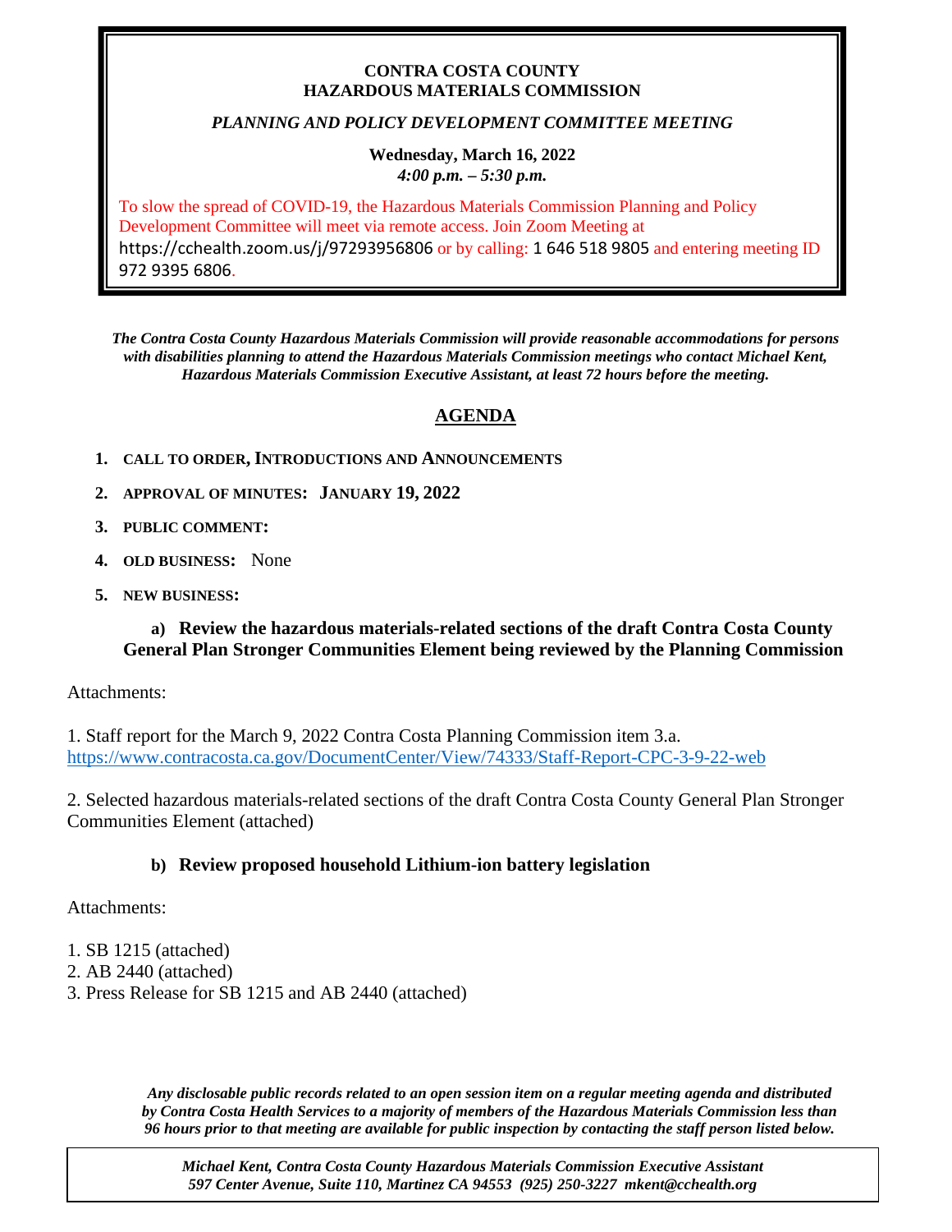**CONTRA COSTA COUNTY**
**HAZARDOUS MATERIALS COMMISSION**

***PLANNING AND POLICY DEVELOPMENT COMMITTEE MEETING***

**Wednesday, March 16, 2022**
***4:00 p.m. – 5:30 p.m.***

To slow the spread of COVID-19, the Hazardous Materials Commission Planning and Policy Development Committee will meet via remote access. Join Zoom Meeting at https://cchealth.zoom.us/j/97293956806 or by calling: 1 646 518 9805 and entering meeting ID 972 9395 6806.

***The Contra Costa County Hazardous Materials Commission will provide reasonable accommodations for persons with disabilities planning to attend the Hazardous Materials Commission meetings who contact Michael Kent, Hazardous Materials Commission Executive Assistant, at least 72 hours before the meeting.***

## AGENDA

1. **CALL TO ORDER, INTRODUCTIONS AND ANNOUNCEMENTS**
2. **APPROVAL OF MINUTES: JANUARY 19, 2022**
3. **PUBLIC COMMENT:**
4. **OLD BUSINESS:** None
5. **NEW BUSINESS:**

### a) Review the hazardous materials-related sections of the draft Contra Costa County General Plan Stronger Communities Element being reviewed by the Planning Commission

Attachments:

1. Staff report for the March 9, 2022 Contra Costa Planning Commission item 3.a. https://www.contracosta.ca.gov/DocumentCenter/View/74333/Staff-Report-CPC-3-9-22-web

2. Selected hazardous materials-related sections of the draft Contra Costa County General Plan Stronger Communities Element (attached)

### b) Review proposed household Lithium-ion battery legislation

Attachments:

1. SB 1215 (attached)
2. AB 2440 (attached)
3. Press Release for SB 1215 and AB 2440 (attached)

***Any disclosable public records related to an open session item on a regular meeting agenda and distributed by Contra Costa Health Services to a majority of members of the Hazardous Materials Commission less than 96 hours prior to that meeting are available for public inspection by contacting the staff person listed below.***

***Michael Kent, Contra Costa County Hazardous Materials Commission Executive Assistant***
***597 Center Avenue, Suite 110, Martinez CA 94553 (925) 250-3227 mkent@cchealth.org***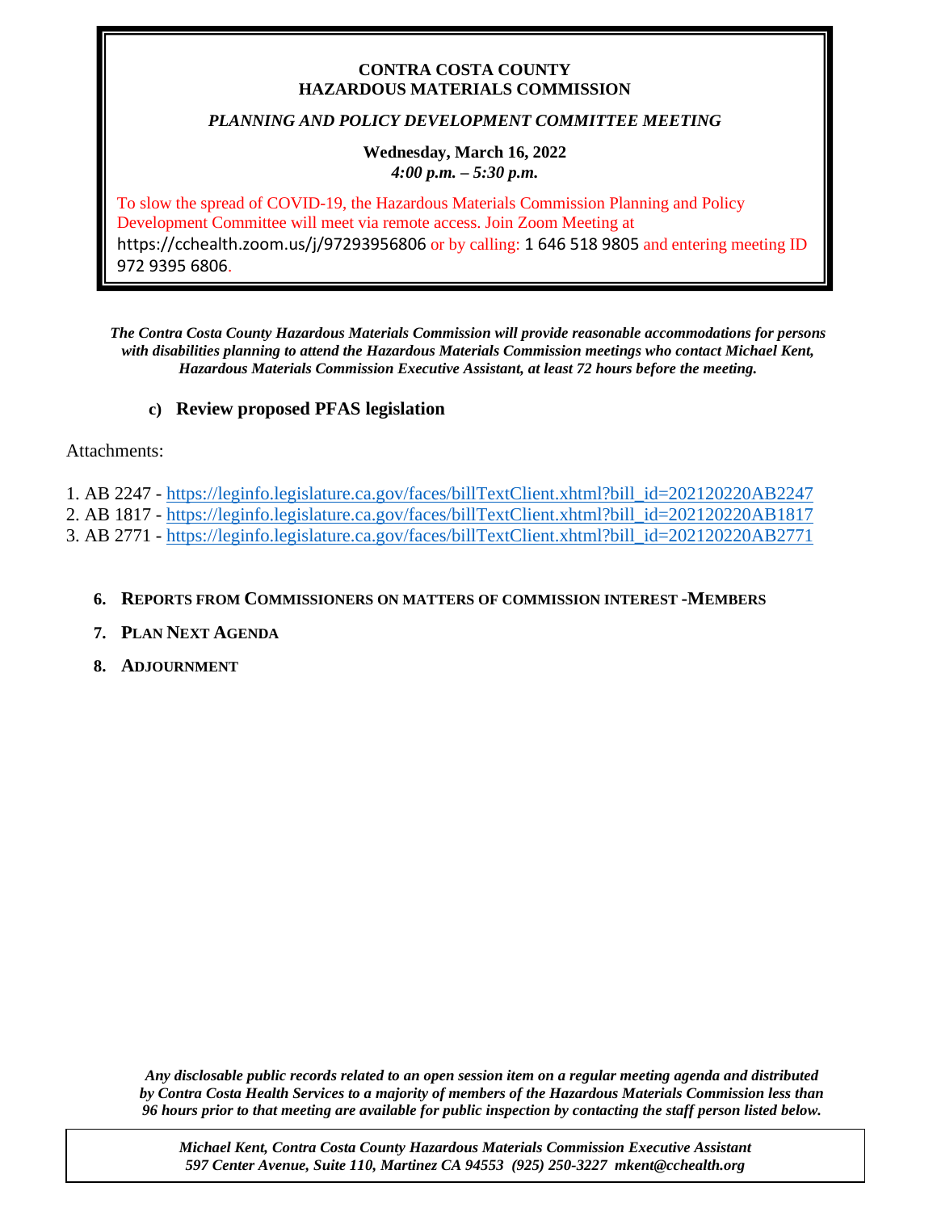**CONTRA COSTA COUNTY**
**HAZARDOUS MATERIALS COMMISSION**

***PLANNING AND POLICY DEVELOPMENT COMMITTEE MEETING***

**Wednesday, March 16, 2022**
***4:00 p.m. – 5:30 p.m.***

To slow the spread of COVID-19, the Hazardous Materials Commission Planning and Policy Development Committee will meet via remote access. Join Zoom Meeting at https://cchealth.zoom.us/j/97293956806 or by calling: 1 646 518 9805 and entering meeting ID 972 9395 6806.

***The Contra Costa County Hazardous Materials Commission will provide reasonable accommodations for persons with disabilities planning to attend the Hazardous Materials Commission meetings who contact Michael Kent, Hazardous Materials Commission Executive Assistant, at least 72 hours before the meeting.***

**c) Review proposed PFAS legislation**

Attachments:

1. AB 2247 - https://leginfo.legislature.ca.gov/faces/billTextClient.xhtml?bill_id=202120220AB2247
2. AB 1817 - https://leginfo.legislature.ca.gov/faces/billTextClient.xhtml?bill_id=202120220AB1817
3. AB 2771 - https://leginfo.legislature.ca.gov/faces/billTextClient.xhtml?bill_id=202120220AB2771

6. **REPORTS FROM COMMISSIONERS ON MATTERS OF COMMISSION INTEREST -MEMBERS**
7. **PLAN NEXT AGENDA**
8. **ADJOURNMENT**

***Any disclosable public records related to an open session item on a regular meeting agenda and distributed by Contra Costa Health Services to a majority of members of the Hazardous Materials Commission less than 96 hours prior to that meeting are available for public inspection by contacting the staff person listed below.***

*Michael Kent, Contra Costa County Hazardous Materials Commission Executive Assistant*
*597 Center Avenue, Suite 110, Martinez CA 94553 (925) 250-3227 mkent@cchealth.org*